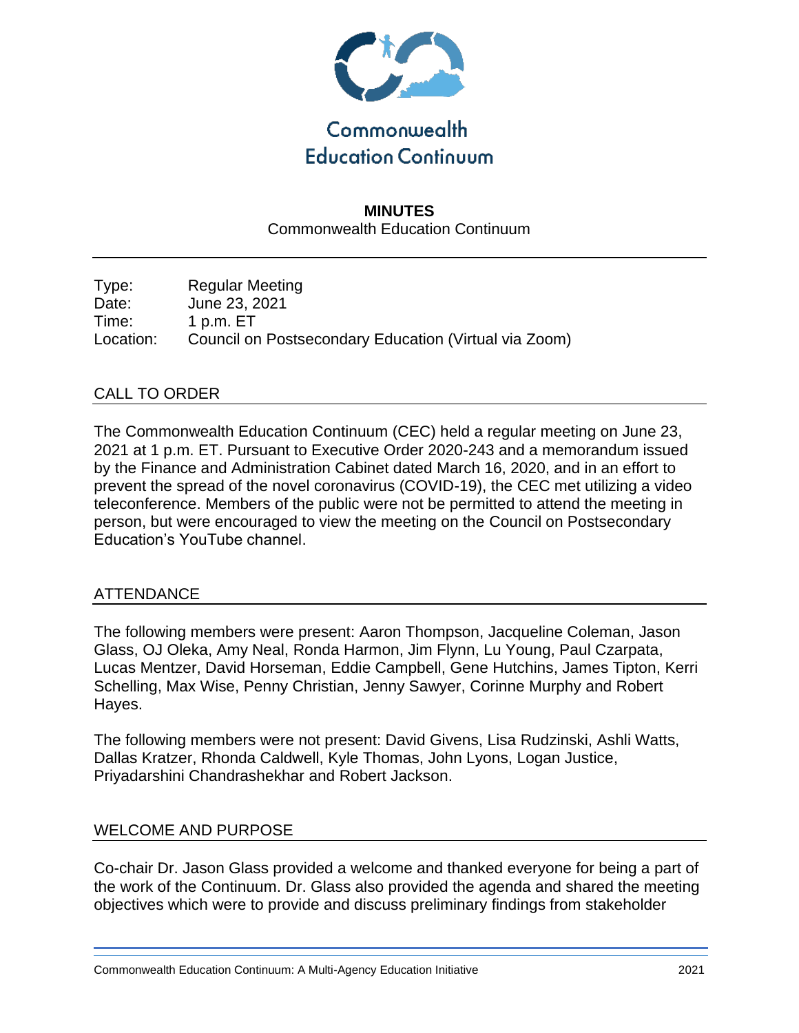# Commonwealth Education Continuum

## MINUTES

Commonwealth Education Continuum

Type: Regular Meeting
Date: June 23, 2021
Time: 1 p.m. ET
Location: Council on Postsecondary Education (Virtual via Zoom)

## CALL TO ORDER

The Commonwealth Education Continuum (CEC) held a regular meeting on June 23, 2021 at 1 p.m. ET. Pursuant to Executive Order 2020-243 and a memorandum issued by the Finance and Administration Cabinet dated March 16, 2020, and in an effort to prevent the spread of the novel coronavirus (COVID-19), the CEC met utilizing a video teleconference. Members of the public were not be permitted to attend the meeting in person, but were encouraged to view the meeting on the Council on Postsecondary Education's YouTube channel.

## ATTENDANCE

The following members were present: Aaron Thompson, Jacqueline Coleman, Jason Glass, OJ Oleka, Amy Neal, Ronda Harmon, Jim Flynn, Lu Young, Paul Czarpata, Lucas Mentzer, David Horseman, Eddie Campbell, Gene Hutchins, James Tipton, Kerri Schelling, Max Wise, Penny Christian, Jenny Sawyer, Corinne Murphy and Robert Hayes.

The following members were not present: David Givens, Lisa Rudzinski, Ashli Watts, Dallas Kratzer, Rhonda Caldwell, Kyle Thomas, John Lyons, Logan Justice, Priyadarshini Chandrashekhar and Robert Jackson.

## WELCOME AND PURPOSE

Co-chair Dr. Jason Glass provided a welcome and thanked everyone for being a part of the work of the Continuum. Dr. Glass also provided the agenda and shared the meeting objectives which were to provide and discuss preliminary findings from stakeholder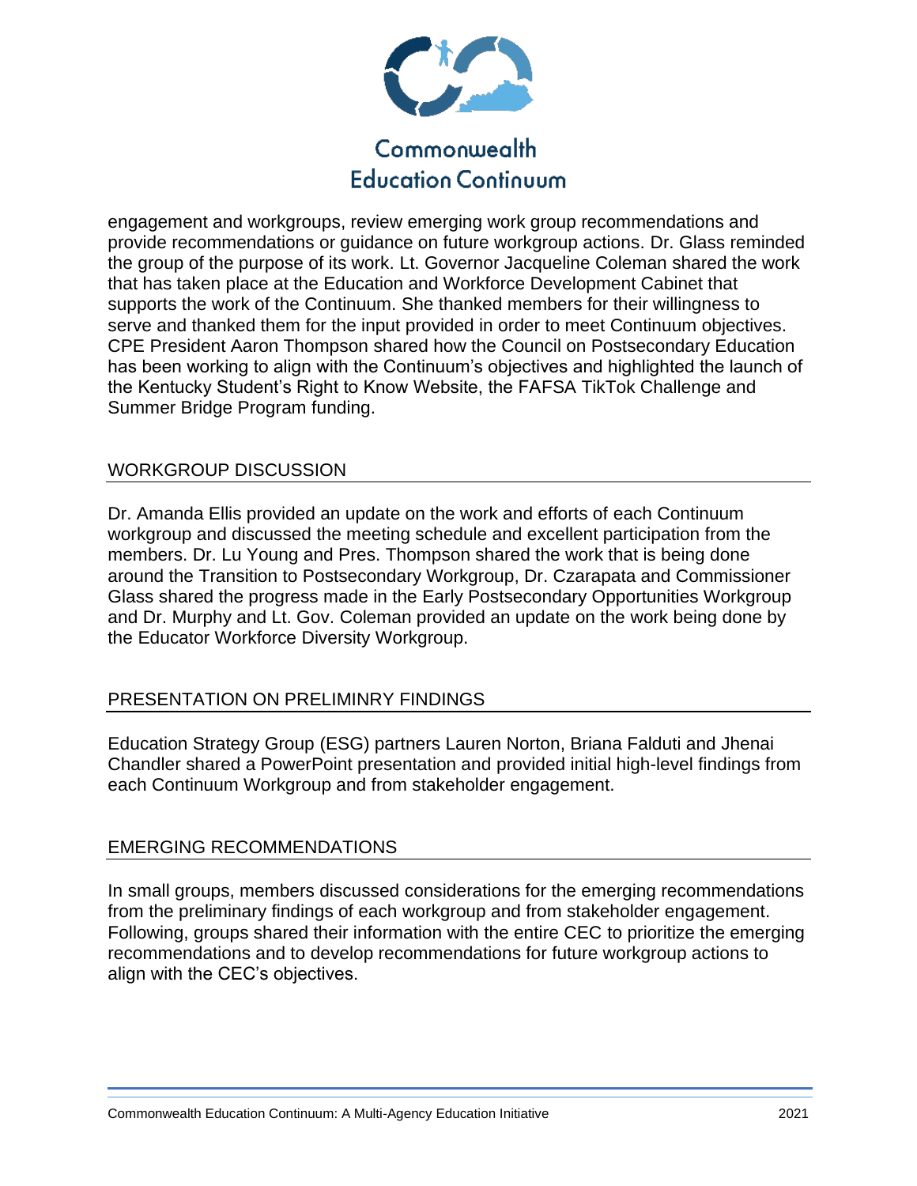engagement and workgroups, review emerging work group recommendations and provide recommendations or guidance on future workgroup actions. Dr. Glass reminded the group of the purpose of its work. Lt. Governor Jacqueline Coleman shared the work that has taken place at the Education and Workforce Development Cabinet that supports the work of the Continuum. She thanked members for their willingness to serve and thanked them for the input provided in order to meet Continuum objectives. CPE President Aaron Thompson shared how the Council on Postsecondary Education has been working to align with the Continuum's objectives and highlighted the launch of the Kentucky Student's Right to Know Website, the FAFSA TikTok Challenge and Summer Bridge Program funding.

## WORKGROUP DISCUSSION

Dr. Amanda Ellis provided an update on the work and efforts of each Continuum workgroup and discussed the meeting schedule and excellent participation from the members. Dr. Lu Young and Pres. Thompson shared the work that is being done around the Transition to Postsecondary Workgroup, Dr. Czarapata and Commissioner Glass shared the progress made in the Early Postsecondary Opportunities Workgroup and Dr. Murphy and Lt. Gov. Coleman provided an update on the work being done by the Educator Workforce Diversity Workgroup.

## PRESENTATION ON PRELIMINRY FINDINGS

Education Strategy Group (ESG) partners Lauren Norton, Briana Falduti and Jhenai Chandler shared a PowerPoint presentation and provided initial high-level findings from each Continuum Workgroup and from stakeholder engagement.

## EMERGING RECOMMENDATIONS

In small groups, members discussed considerations for the emerging recommendations from the preliminary findings of each workgroup and from stakeholder engagement. Following, groups shared their information with the entire CEC to prioritize the emerging recommendations and to develop recommendations for future workgroup actions to align with the CEC's objectives.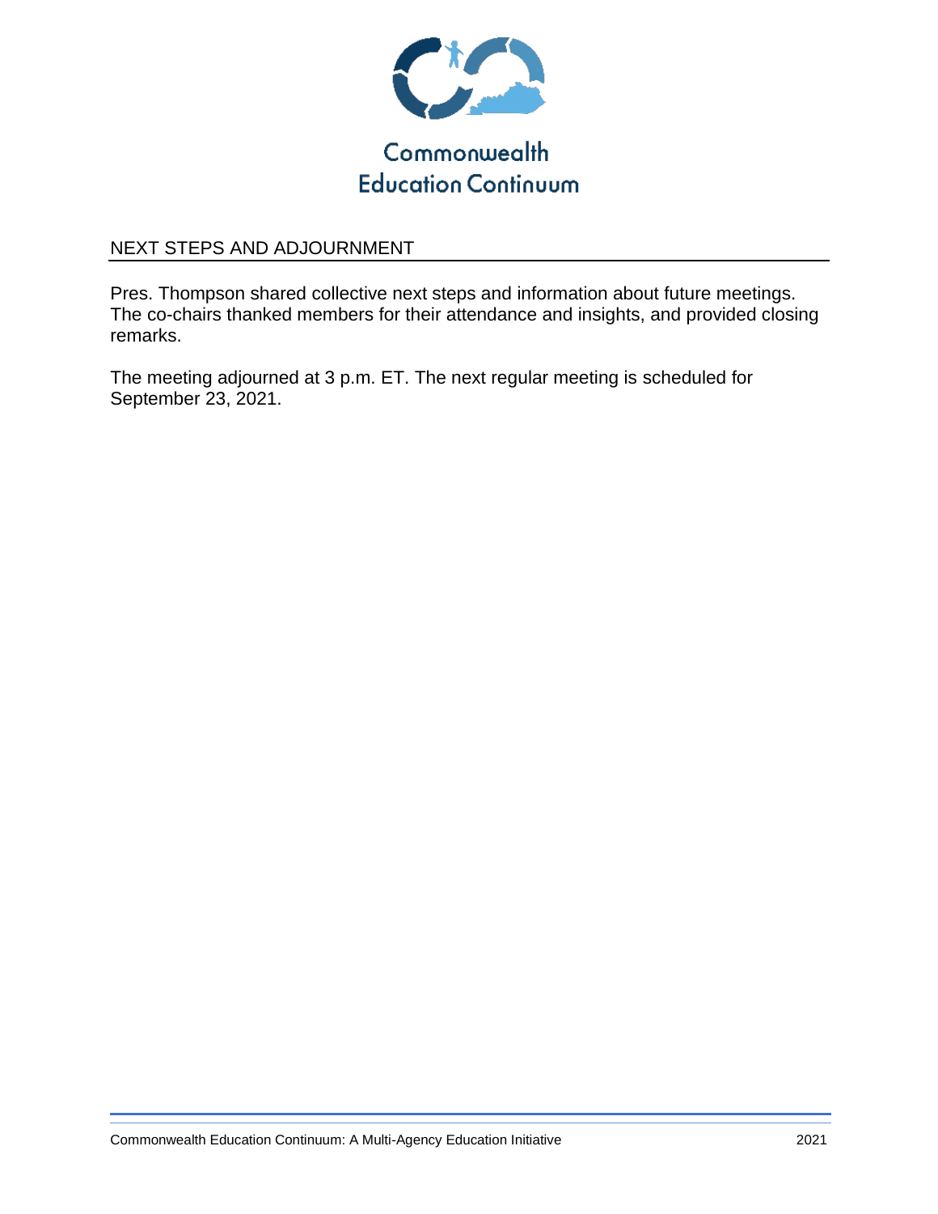## NEXT STEPS AND ADJOURNMENT

Pres. Thompson shared collective next steps and information about future meetings. The co-chairs thanked members for their attendance and insights, and provided closing remarks.

The meeting adjourned at 3 p.m. ET. The next regular meeting is scheduled for September 23, 2021.